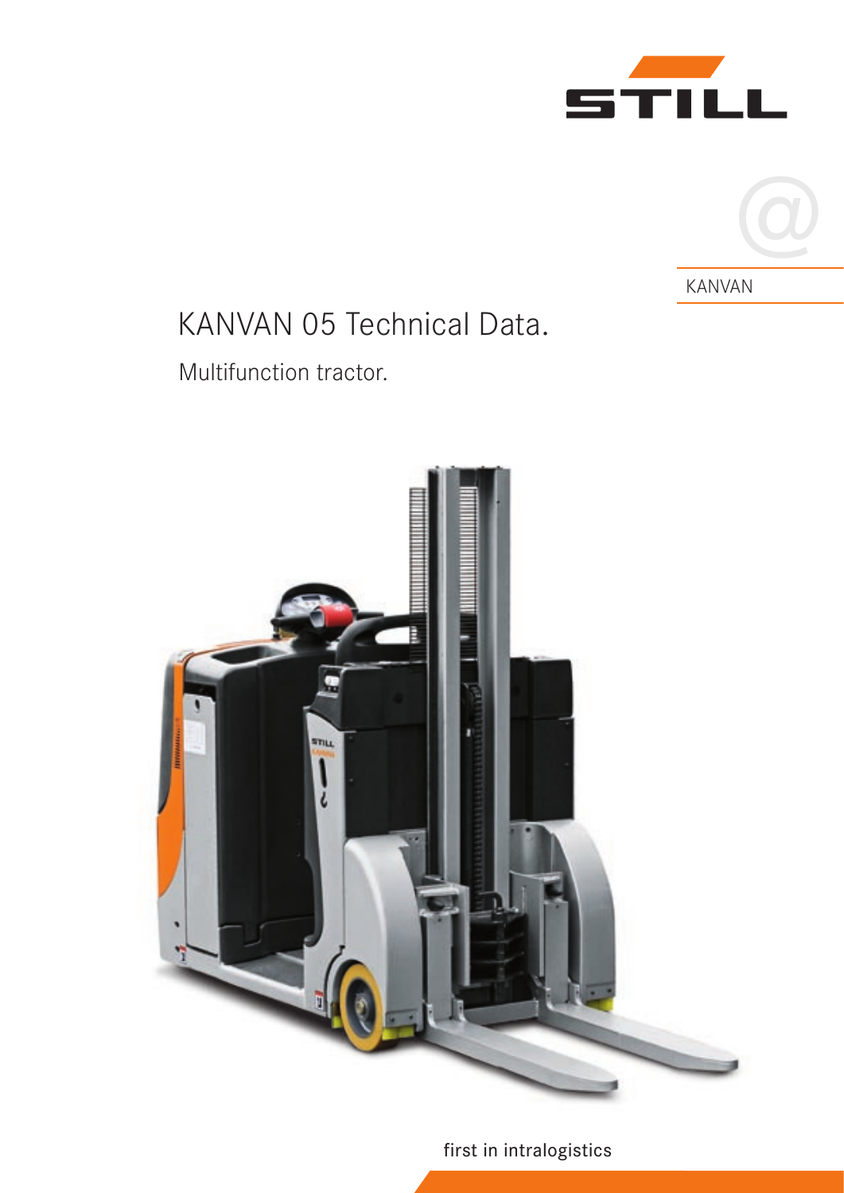STILL

KANVAN

# KANVAN 05 Technical Data.

## Multifunction tractor.

first in intralogistics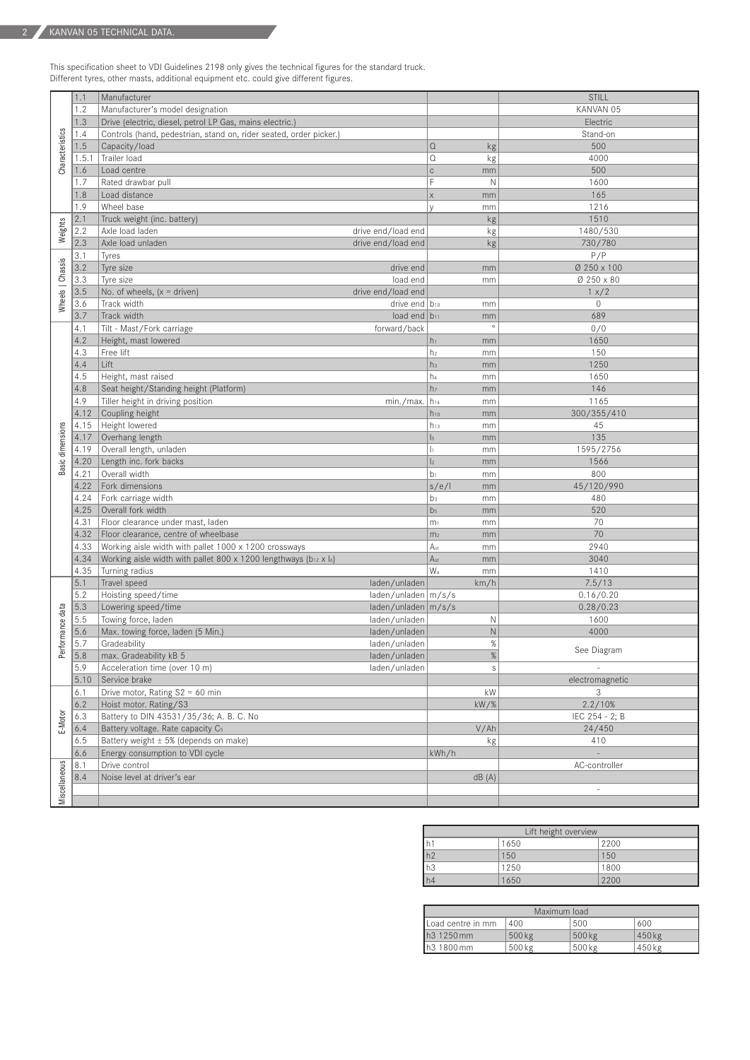## KANVAN 05 TECHNICAL DATA.

This specification sheet to VDI Guidelines 2198 only gives the technical figures for the standard truck.
Different tyres, other masts, additional equipment etc. could give different figures.

| | | | | | | |
|---|---|---|---|---|---|---|
| Characteristics | 1.1 | Manufacturer | | | | STILL |
| | 1.2 | Manufacturer's model designation | | | | KANVAN 05 |
| | 1.3 | Drive (electric, diesel, petrol LP Gas, mains electric.) | | | | Electric |
| | 1.4 | Controls (hand, pedestrian, stand on, rider seated, order picker.) | | | | Stand-on |
| | 1.5 | Capacity/load | | Q | kg | 500 |
| | 1.5.1 | Trailer load | | Q | kg | 4000 |
| | 1.6 | Load centre | | c | mm | 500 |
| | 1.7 | Rated drawbar pull | | F | N | 1600 |
| | 1.8 | Load distance | | x | mm | 165 |
| | 1.9 | Wheel base | | y | mm | 1216 |
| Weights | 2.1 | Truck weight (inc. battery) | | | kg | 1510 |
| | 2.2 | Axle load laden | drive end/load end | | kg | 1480/530 |
| | 2.3 | Axle load unladen | drive end/load end | | kg | 730/780 |
| Wheels \| Chassis | 3.1 | Tyres | | | | P/P |
| | 3.2 | Tyre size | drive end | | mm | Ø 250 x 100 |
| | 3.3 | Tyre size | load end | | mm | Ø 250 x 80 |
| | 3.5 | No. of wheels, (x = driven) | drive end/load end | | | 1 x/2 |
| | 3.6 | Track width | drive end | $b_{10}$ | mm | 0 |
| | 3.7 | Track width | load end | $b_{11}$ | mm | 689 |
| Basic dimensions | 4.1 | Tilt - Mast/Fork carriage | forward/back | | ° | 0/0 |
| | 4.2 | Height, mast lowered | | $h_1$ | mm | 1650 |
| | 4.3 | Free lift | | $h_2$ | mm | 150 |
| | 4.4 | Lift | | $h_3$ | mm | 1250 |
| | 4.5 | Height, mast raised | | $h_4$ | mm | 1650 |
| | 4.8 | Seat height/Standing height (Platform) | | $h_7$ | mm | 146 |
| | 4.9 | Tiller height in driving position | min./max. | $h_{14}$ | mm | 1165 |
| | 4.12 | Coupling height | | $h_{10}$ | mm | 300/355/410 |
| | 4.15 | Height lowered | | $h_{13}$ | mm | 45 |
| | 4.17 | Overhang length | | $l_5$ | mm | 135 |
| | 4.19 | Overall length, unladen | | $l_1$ | mm | 1595/2756 |
| | 4.20 | Length inc. fork backs | | $l_2$ | mm | 1566 |
| | 4.21 | Overall width | | $b_1$ | mm | 800 |
| | 4.22 | Fork dimensions | | s/e/l | mm | 45/120/990 |
| | 4.24 | Fork carriage width | | $b_3$ | mm | 480 |
| | 4.25 | Overall fork width | | $b_5$ | mm | 520 |
| | 4.31 | Floor clearance under mast, laden | | $m_1$ | mm | 70 |
| | 4.32 | Floor clearance, centre of wheelbase | | $m_2$ | mm | 70 |
| | 4.33 | Working aisle width with pallet 1000 x 1200 crossways | | $A_{st}$ | mm | 2940 |
| | 4.34 | Working aisle width with pallet 800 x 1200 lengthways ($b_{12}$ x $l_6$) | | $A_{st}$ | mm | 3040 |
| | 4.35 | Turning radius | | $W_a$ | mm | 1410 |
| Performance data | 5.1 | Travel speed | laden/unladen | | km/h | 7.5/13 |
| | 5.2 | Hoisting speed/time | laden/unladen | m/s/s | | 0.16/0.20 |
| | 5.3 | Lowering speed/time | laden/unladen | m/s/s | | 0.28/0.23 |
| | 5.5 | Towing force, laden | laden/unladen | | N | 1600 |
| | 5.6 | Max. towing force, laden (5 Min.) | laden/unladen | | N | 4000 |
| | 5.7 | Gradeability | laden/unladen | | % | See Diagram |
| | 5.8 | max. Gradeability kB 5 | laden/unladen | | % | |
| | 5.9 | Acceleration time (over 10 m) | laden/unladen | | s | - |
| | 5.10 | Service brake | | | | electromagnetic |
| E-Motor | 6.1 | Drive motor, Rating S2 = 60 min | | | kW | 3 |
| | 6.2 | Hoist motor. Rating/S3 | | | kW/% | 2.2/10% |
| | 6.3 | Battery to DIN 43531/35/36; A. B. C. No | | | | IEC 254 - 2; B |
| | 6.4 | Battery voltage. Rate capacity $C_5$ | | | V/Ah | 24/450 |
| | 6.5 | Battery weight ± 5% (depends on make) | | | kg | 410 |
| | 6.6 | Energy consumption to VDI cycle | | kWh/h | | - |
| Miscellaneous | 8.1 | Drive control | | | | AC-controller |
| | 8.4 | Noise level at driver's ear | | | dB (A) | |
| | | | | | | - |
| | | | | | | |

| Lift height overview | | |
|---|---|---|
| h1 | 1650 | 2200 |
| h2 | 150 | 150 |
| h3 | 1250 | 1800 |
| h4 | 1650 | 2200 |

| Maximum load | | | |
|---|---|---|---|
| Load centre in mm | 400 | 500 | 600 |
| h3 1250 mm | 500 kg | 500 kg | 450 kg |
| h3 1800 mm | 500 kg | 500 kg | 450 kg |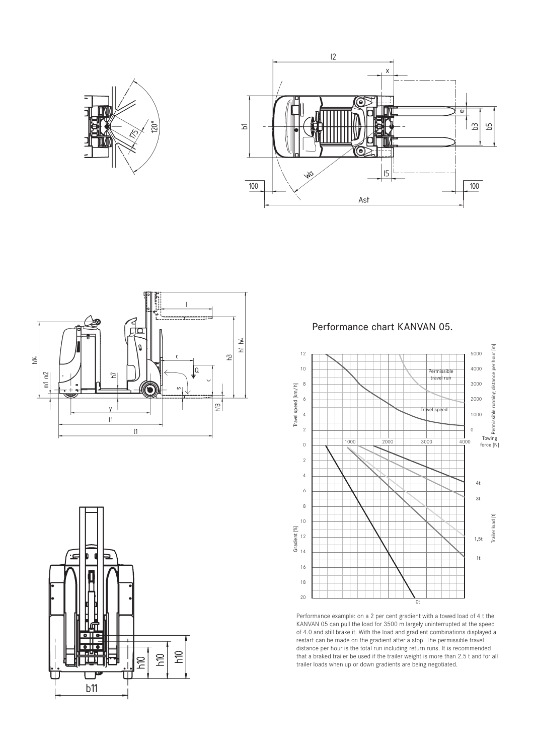## Performance chart KANVAN 05.

Performance example: on a 2 per cent gradient with a towed load of 4 t the KANVAN 05 can pull the load for 3500 m largely uninterrupted at the speed of 4.0 and still brake it. With the load and gradient combinations displayed a restart can be made on the gradient after a stop. The permissible travel distance per hour is the total run including return runs. It is recommended that a braked trailer be used if the trailer weight is more than 2.5 t and for all trailer loads when up or down gradients are being negotiated.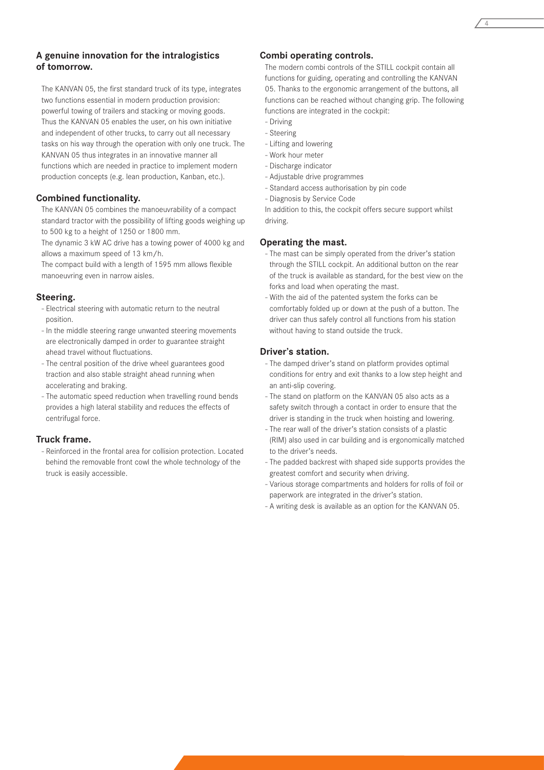## A genuine innovation for the intralogistics of tomorrow.

The KANVAN 05, the first standard truck of its type, integrates two functions essential in modern production provision: powerful towing of trailers and stacking or moving goods. Thus the KANVAN 05 enables the user, on his own initiative and independent of other trucks, to carry out all necessary tasks on his way through the operation with only one truck. The KANVAN 05 thus integrates in an innovative manner all functions which are needed in practice to implement modern production concepts (e.g. lean production, Kanban, etc.).

## Combined functionality.

The KANVAN 05 combines the manoeuvrability of a compact standard tractor with the possibility of lifting goods weighing up to 500 kg to a height of 1250 or 1800 mm.

The dynamic 3 kW AC drive has a towing power of 4000 kg and allows a maximum speed of 13 km/h.

The compact build with a length of 1595 mm allows flexible manoeuvring even in narrow aisles.

## Steering.

- Electrical steering with automatic return to the neutral position.
- In the middle steering range unwanted steering movements are electronically damped in order to guarantee straight ahead travel without fluctuations.
- The central position of the drive wheel guarantees good traction and also stable straight ahead running when accelerating and braking.
- The automatic speed reduction when travelling round bends provides a high lateral stability and reduces the effects of centrifugal force.

## Truck frame.

- Reinforced in the frontal area for collision protection. Located behind the removable front cowl the whole technology of the truck is easily accessible.

## Combi operating controls.

The modern combi controls of the STILL cockpit contain all functions for guiding, operating and controlling the KANVAN 05. Thanks to the ergonomic arrangement of the buttons, all functions can be reached without changing grip. The following functions are integrated in the cockpit:

- Driving
- Steering
- Lifting and lowering
- Work hour meter
- Discharge indicator
- Adjustable drive programmes
- Standard access authorisation by pin code
- Diagnosis by Service Code

In addition to this, the cockpit offers secure support whilst driving.

## Operating the mast.

- The mast can be simply operated from the driver's station through the STILL cockpit. An additional button on the rear of the truck is available as standard, for the best view on the forks and load when operating the mast.
- With the aid of the patented system the forks can be comfortably folded up or down at the push of a button. The driver can thus safely control all functions from his station without having to stand outside the truck.

## Driver's station.

- The damped driver's stand on platform provides optimal conditions for entry and exit thanks to a low step height and an anti-slip covering.
- The stand on platform on the KANVAN 05 also acts as a safety switch through a contact in order to ensure that the driver is standing in the truck when hoisting and lowering.
- The rear wall of the driver's station consists of a plastic (RIM) also used in car building and is ergonomically matched to the driver's needs.
- The padded backrest with shaped side supports provides the greatest comfort and security when driving.
- Various storage compartments and holders for rolls of foil or paperwork are integrated in the driver's station.
- A writing desk is available as an option for the KANVAN 05.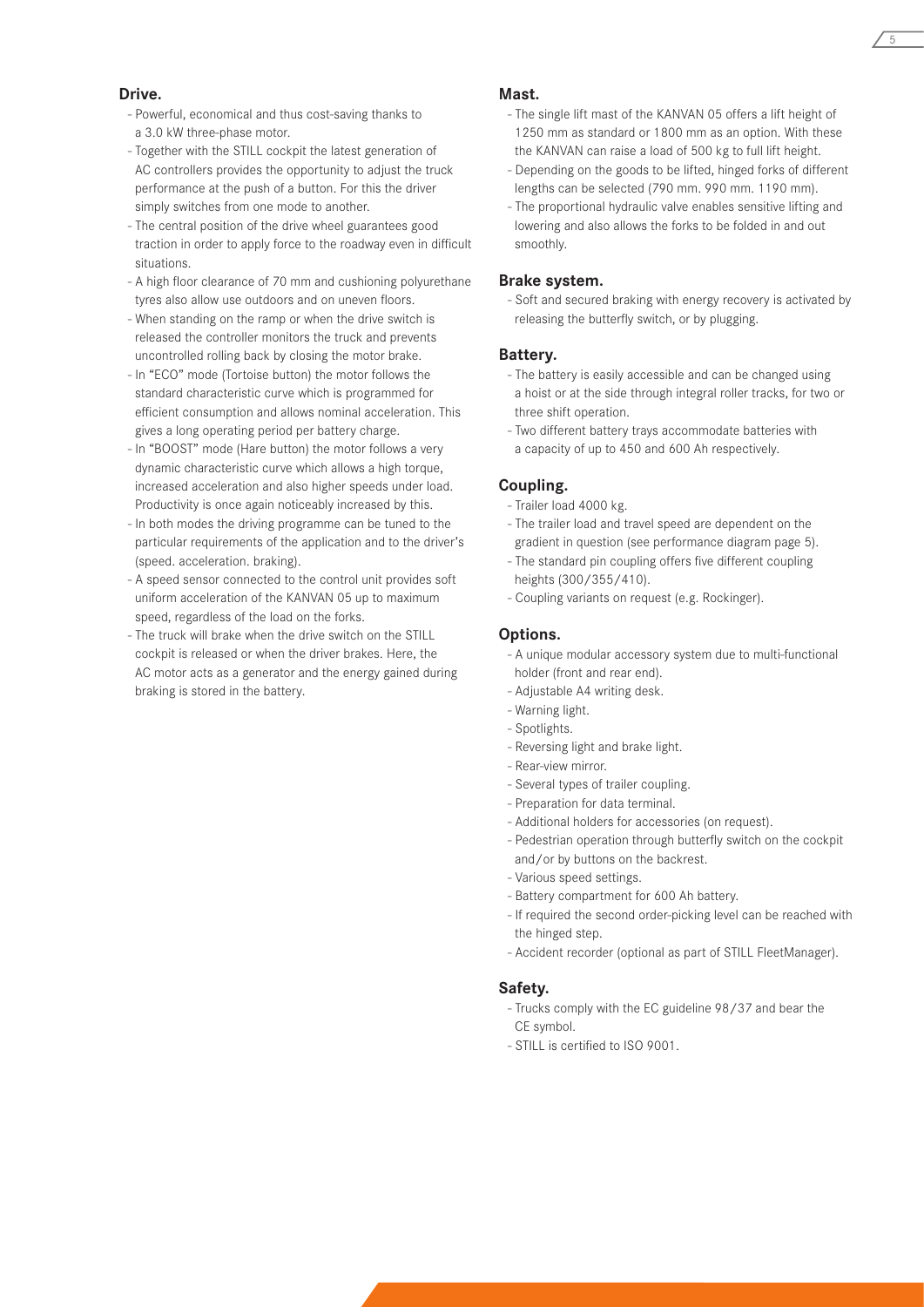## Drive.

- Powerful, economical and thus cost-saving thanks to a 3.0 kW three-phase motor.
- Together with the STILL cockpit the latest generation of AC controllers provides the opportunity to adjust the truck performance at the push of a button. For this the driver simply switches from one mode to another.
- The central position of the drive wheel guarantees good traction in order to apply force to the roadway even in difficult situations.
- A high floor clearance of 70 mm and cushioning polyurethane tyres also allow use outdoors and on uneven floors.
- When standing on the ramp or when the drive switch is released the controller monitors the truck and prevents uncontrolled rolling back by closing the motor brake.
- In "ECO" mode (Tortoise button) the motor follows the standard characteristic curve which is programmed for efficient consumption and allows nominal acceleration. This gives a long operating period per battery charge.
- In "BOOST" mode (Hare button) the motor follows a very dynamic characteristic curve which allows a high torque, increased acceleration and also higher speeds under load. Productivity is once again noticeably increased by this.
- In both modes the driving programme can be tuned to the particular requirements of the application and to the driver's (speed. acceleration. braking).
- A speed sensor connected to the control unit provides soft uniform acceleration of the KANVAN 05 up to maximum speed, regardless of the load on the forks.
- The truck will brake when the drive switch on the STILL cockpit is released or when the driver brakes. Here, the AC motor acts as a generator and the energy gained during braking is stored in the battery.

## Mast.

- The single lift mast of the KANVAN 05 offers a lift height of 1250 mm as standard or 1800 mm as an option. With these the KANVAN can raise a load of 500 kg to full lift height.
- Depending on the goods to be lifted, hinged forks of different lengths can be selected (790 mm. 990 mm. 1190 mm).
- The proportional hydraulic valve enables sensitive lifting and lowering and also allows the forks to be folded in and out smoothly.

## Brake system.

- Soft and secured braking with energy recovery is activated by releasing the butterfly switch, or by plugging.

## Battery.

- The battery is easily accessible and can be changed using a hoist or at the side through integral roller tracks, for two or three shift operation.
- Two different battery trays accommodate batteries with a capacity of up to 450 and 600 Ah respectively.

## Coupling.

- Trailer load 4000 kg.
- The trailer load and travel speed are dependent on the gradient in question (see performance diagram page 5).
- The standard pin coupling offers five different coupling heights (300/355/410).
- Coupling variants on request (e.g. Rockinger).

## Options.

- A unique modular accessory system due to multi-functional holder (front and rear end).
- Adjustable A4 writing desk.
- Warning light.
- Spotlights.
- Reversing light and brake light.
- Rear-view mirror.
- Several types of trailer coupling.
- Preparation for data terminal.
- Additional holders for accessories (on request).
- Pedestrian operation through butterfly switch on the cockpit and/or by buttons on the backrest.
- Various speed settings.
- Battery compartment for 600 Ah battery.
- If required the second order-picking level can be reached with the hinged step.
- Accident recorder (optional as part of STILL FleetManager).

## Safety.

- Trucks comply with the EC guideline 98/37 and bear the CE symbol.
- STILL is certified to ISO 9001.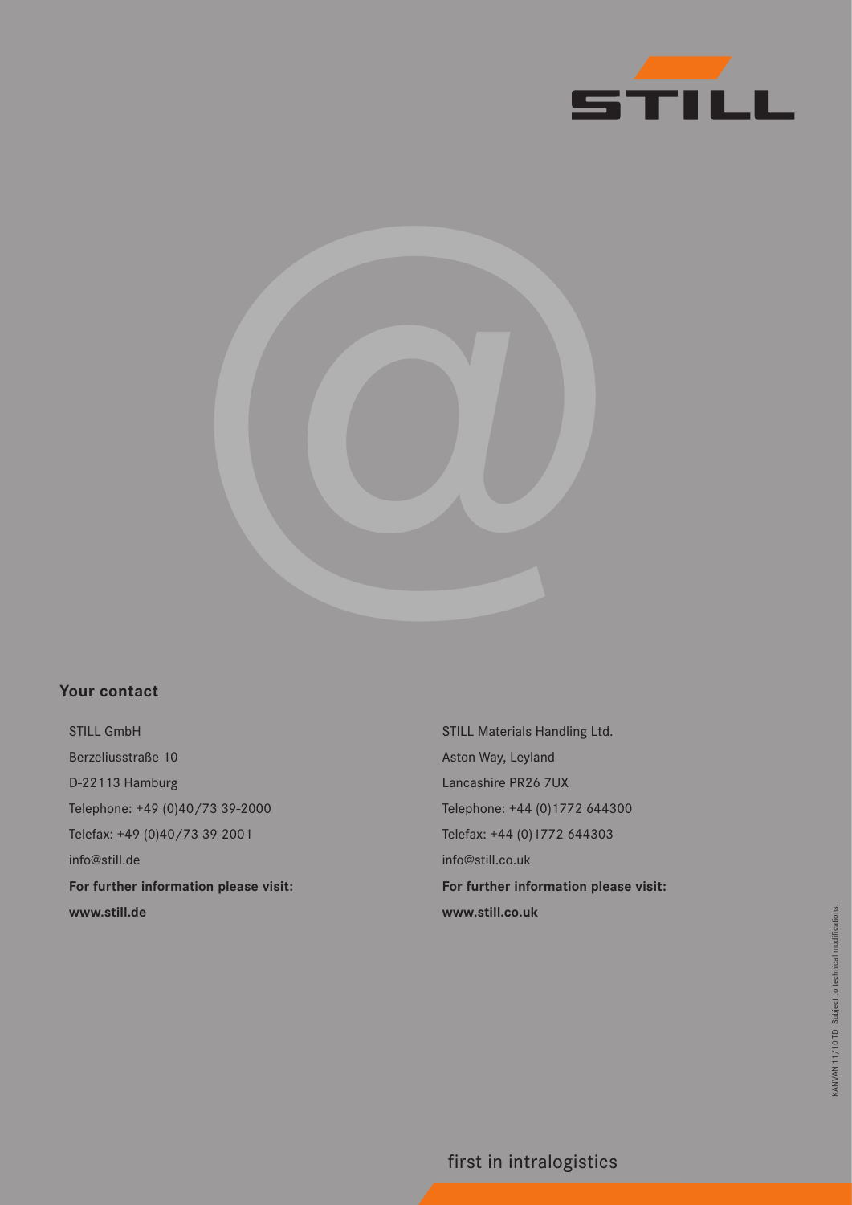STILL

## Your contact

STILL GmbH
Berzeliusstraße 10
D-22113 Hamburg
Telephone: +49 (0)40/73 39-2000
Telefax: +49 (0)40/73 39-2001
info@still.de
**For further information please visit:**
**www.still.de**

STILL Materials Handling Ltd.
Aston Way, Leyland
Lancashire PR26 7UX
Telephone: +44 (0)1772 644300
Telefax: +44 (0)1772 644303
info@still.co.uk
**For further information please visit:**
**www.still.co.uk**

KANVAN 11/10 TD Subject to technical modifications.

first in intralogistics